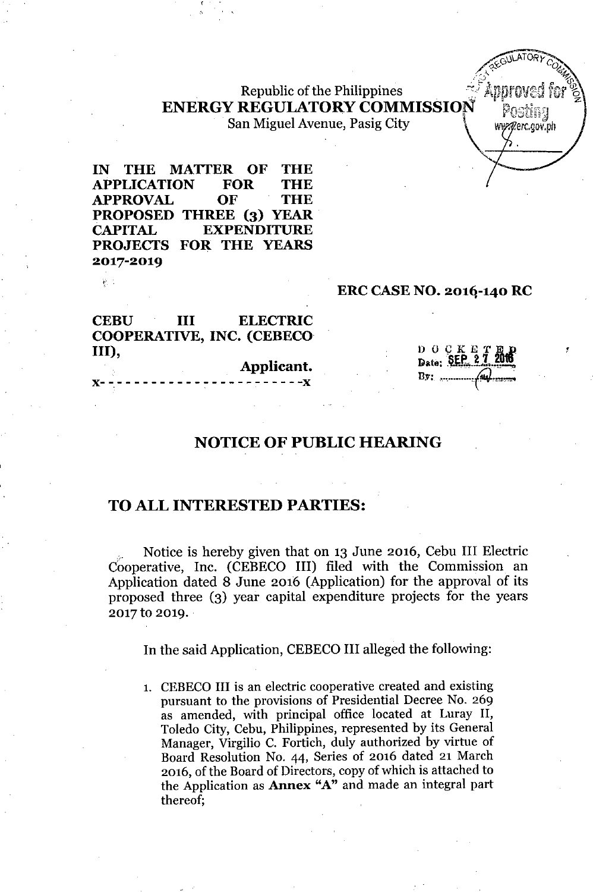Republic of the Philippines
**ENERGY REGULATORY COMMISSION**
San Miguel Avenue, Pasig City

**IN THE MATTER OF THE APPLICATION FOR THE APPROVAL OF THE PROPOSED THREE (3) YEAR CAPITAL EXPENDITURE PROJECTS FOR THE YEARS 2017-2019**

**ERC CASE NO. 2016-140 RC**

**CEBU III ELECTRIC COOPERATIVE, INC. (CEBECO III),**
**Applicant.**
x- - - - - - - - - - - - - - - - - - - - - - - -x

DOCKETED
Date: SEP 27 2016
By: ________

## NOTICE OF PUBLIC HEARING

## TO ALL INTERESTED PARTIES:

Notice is hereby given that on 13 June 2016, Cebu III Electric Cooperative, Inc. (CEBECO III) filed with the Commission an Application dated 8 June 2016 (Application) for the approval of its proposed three (3) year capital expenditure projects for the years 2017 to 2019.

In the said Application, CEBECO III alleged the following:

1. CEBECO III is an electric cooperative created and existing pursuant to the provisions of Presidential Decree No. 269 as amended, with principal office located at Luray II, Toledo City, Cebu, Philippines, represented by its General Manager, Virgilio C. Fortich, duly authorized by virtue of Board Resolution No. 44, Series of 2016 dated 21 March 2016, of the Board of Directors, copy of which is attached to the Application as **Annex "A"** and made an integral part thereof;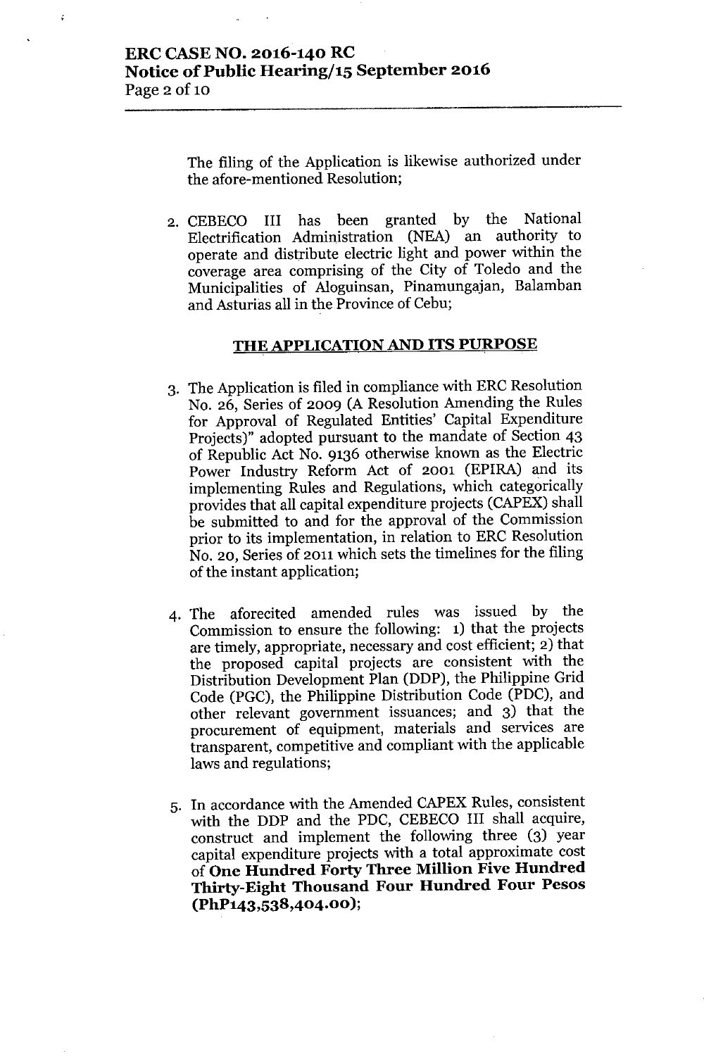The filing of the Application is likewise authorized under the afore-mentioned Resolution;

2. CEBECO III has been granted by the National Electrification Administration (NEA) an authority to operate and distribute electric light and power within the coverage area comprising of the City of Toledo and the Municipalities of Aloguinsan, Pinamungajan, Balamban and Asturias all in the Province of Cebu;

## THE APPLICATION AND ITS PURPOSE

3. The Application is filed in compliance with ERC Resolution No. 26, Series of 2009 (A Resolution Amending the Rules for Approval of Regulated Entities' Capital Expenditure Projects)" adopted pursuant to the mandate of Section 43 of Republic Act No. 9136 otherwise known as the Electric Power Industry Reform Act of 2001 (EPIRA) and its implementing Rules and Regulations, which categorically provides that all capital expenditure projects (CAPEX) shall be submitted to and for the approval of the Commission prior to its implementation, in relation to ERC Resolution No. 20, Series of 2011 which sets the timelines for the filing of the instant application;

4. The aforecited amended rules was issued by the Commission to ensure the following: 1) that the projects are timely, appropriate, necessary and cost efficient; 2) that the proposed capital projects are consistent with the Distribution Development Plan (DDP), the Philippine Grid Code (PGC), the Philippine Distribution Code (PDC), and other relevant government issuances; and 3) that the procurement of equipment, materials and services are transparent, competitive and compliant with the applicable laws and regulations;

5. In accordance with the Amended CAPEX Rules, consistent with the DDP and the PDC, CEBECO III shall acquire, construct and implement the following three (3) year capital expenditure projects with a total approximate cost of **One Hundred Forty Three Million Five Hundred Thirty-Eight Thousand Four Hundred Four Pesos (PhP143,538,404.00)**;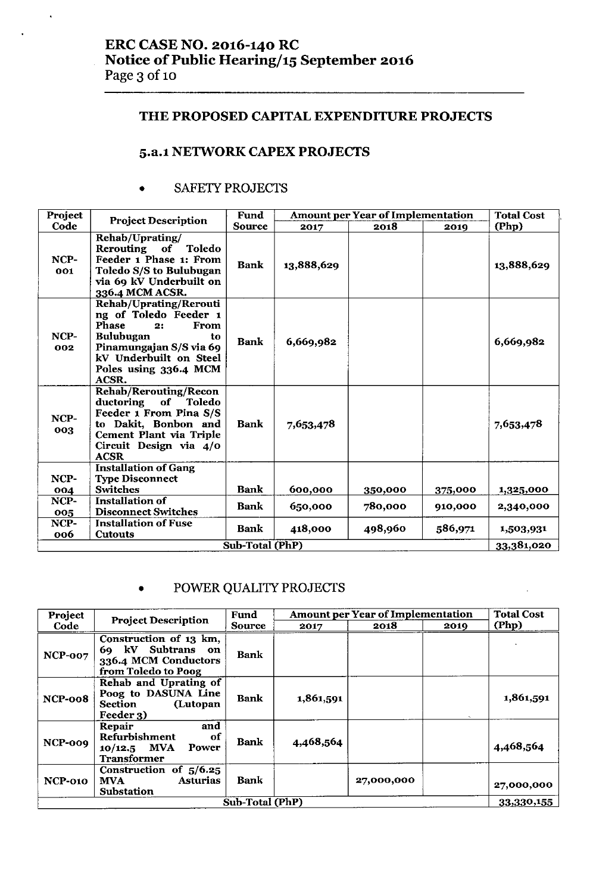## THE PROPOSED CAPITAL EXPENDITURE PROJECTS

### 5.a.1 NETWORK CAPEX PROJECTS

- SAFETY PROJECTS

| Project Code | Project Description | Fund Source | Amount per Year of Implementation | | | Total Cost (Php) |
|---|---|---|---|---|---|---|
| | | | 2017 | 2018 | 2019 | |
| NCP-001 | Rehab/Uprating/ Rerouting of Toledo Feeder 1 Phase 1: From Toledo S/S to Bulubugan via 69 kV Underbuilt on 336.4 MCM ACSR. | Bank | 13,888,629 | | | 13,888,629 |
| NCP-002 | Rehab/Uprating/Rerouting of Toledo Feeder 1 Phase 2: From Bulubugan to Pinamungajan S/S via 69 kV Underbuilt on Steel Poles using 336.4 MCM ACSR. | Bank | 6,669,982 | | | 6,669,982 |
| NCP-003 | Rehab/Rerouting/Reconductoring of Toledo Feeder 1 From Pina S/S to Dakit, Bonbon and Cement Plant via Triple Circuit Design via 4/0 ACSR | Bank | 7,653,478 | | | 7,653,478 |
| NCP-004 | Installation of Gang Type Disconnect Switches | Bank | 600,000 | 350,000 | 375,000 | 1,325,000 |
| NCP-005 | Installation of Disconnect Switches | Bank | 650,000 | 780,000 | 910,000 | 2,340,000 |
| NCP-006 | Installation of Fuse Cutouts | Bank | 418,000 | 498,960 | 586,971 | 1,503,931 |
| Sub-Total (PhP) | | | | | | 33,381,020 |

- POWER QUALITY PROJECTS

| Project Code | Project Description | Fund Source | Amount per Year of Implementation | | | Total Cost (Php) |
|---|---|---|---|---|---|---|
| | | | 2017 | 2018 | 2019 | |
| NCP-007 | Construction of 13 km, 69 kV Subtrans on 336.4 MCM Conductors from Toledo to Poog | Bank | | | | |
| NCP-008 | Rehab and Uprating of Poog to DASUNA Line Section (Lutopan Feeder 3) | Bank | 1,861,591 | | | 1,861,591 |
| NCP-009 | Repair and Refurbishment of 10/12.5 MVA Power Transformer | Bank | 4,468,564 | | | 4,468,564 |
| NCP-010 | Construction of 5/6.25 MVA Asturias Substation | Bank | | 27,000,000 | | 27,000,000 |
| Sub-Total (PhP) | | | | | | 33,330,155 |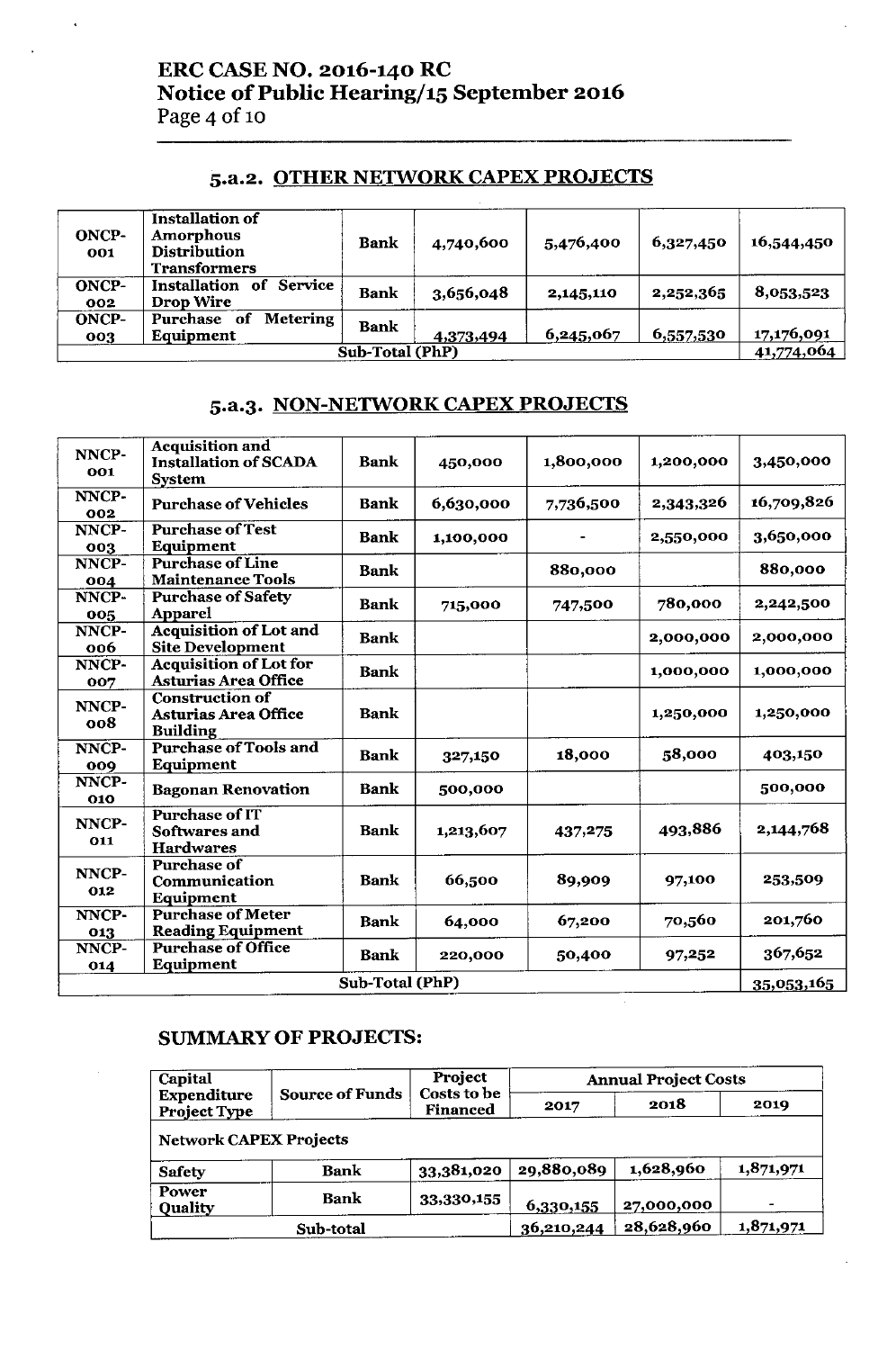### 5.a.2. OTHER NETWORK CAPEX PROJECTS

| | | | | | | |
|---|---|---|---|---|---|---|
| ONCP-001 | Installation of Amorphous Distribution Transformers | Bank | 4,740,600 | 5,476,400 | 6,327,450 | 16,544,450 |
| ONCP-002 | Installation of Service Drop Wire | Bank | 3,656,048 | 2,145,110 | 2,252,365 | 8,053,523 |
| ONCP-003 | Purchase of Metering Equipment | Bank | 4,373,494 | 6,245,067 | 6,557,530 | 17,176,091 |
| Sub-Total (PhP) | | | | | | 41,774,064 |

### 5.a.3. NON-NETWORK CAPEX PROJECTS

| | | | | | | |
|---|---|---|---|---|---|---|
| NNCP-001 | Acquisition and Installation of SCADA System | Bank | 450,000 | 1,800,000 | 1,200,000 | 3,450,000 |
| NNCP-002 | Purchase of Vehicles | Bank | 6,630,000 | 7,736,500 | 2,343,326 | 16,709,826 |
| NNCP-003 | Purchase of Test Equipment | Bank | 1,100,000 | - | 2,550,000 | 3,650,000 |
| NNCP-004 | Purchase of Line Maintenance Tools | Bank | | 880,000 | | 880,000 |
| NNCP-005 | Purchase of Safety Apparel | Bank | 715,000 | 747,500 | 780,000 | 2,242,500 |
| NNCP-006 | Acquisition of Lot and Site Development | Bank | | | 2,000,000 | 2,000,000 |
| NNCP-007 | Acquisition of Lot for Asturias Area Office | Bank | | | 1,000,000 | 1,000,000 |
| NNCP-008 | Construction of Asturias Area Office Building | Bank | | | 1,250,000 | 1,250,000 |
| NNCP-009 | Purchase of Tools and Equipment | Bank | 327,150 | 18,000 | 58,000 | 403,150 |
| NNCP-010 | Bagonan Renovation | Bank | 500,000 | | | 500,000 |
| NNCP-011 | Purchase of IT Softwares and Hardwares | Bank | 1,213,607 | 437,275 | 493,886 | 2,144,768 |
| NNCP-012 | Purchase of Communication Equipment | Bank | 66,500 | 89,909 | 97,100 | 253,509 |
| NNCP-013 | Purchase of Meter Reading Equipment | Bank | 64,000 | 67,200 | 70,560 | 201,760 |
| NNCP-014 | Purchase of Office Equipment | Bank | 220,000 | 50,400 | 97,252 | 367,652 |
| Sub-Total (PhP) | | | | | | 35,053,165 |

## SUMMARY OF PROJECTS:

| Capital Expenditure Project Type | Source of Funds | Project Costs to be Financed | Annual Project Costs | | |
|---|---|---|---|---|---|
| | | | 2017 | 2018 | 2019 |
| Network CAPEX Projects | | | | | |
| Safety | Bank | 33,381,020 | 29,880,089 | 1,628,960 | 1,871,971 |
| Power Quality | Bank | 33,330,155 | 6,330,155 | 27,000,000 | - |
| Sub-total | | | 36,210,244 | 28,628,960 | 1,871,971 |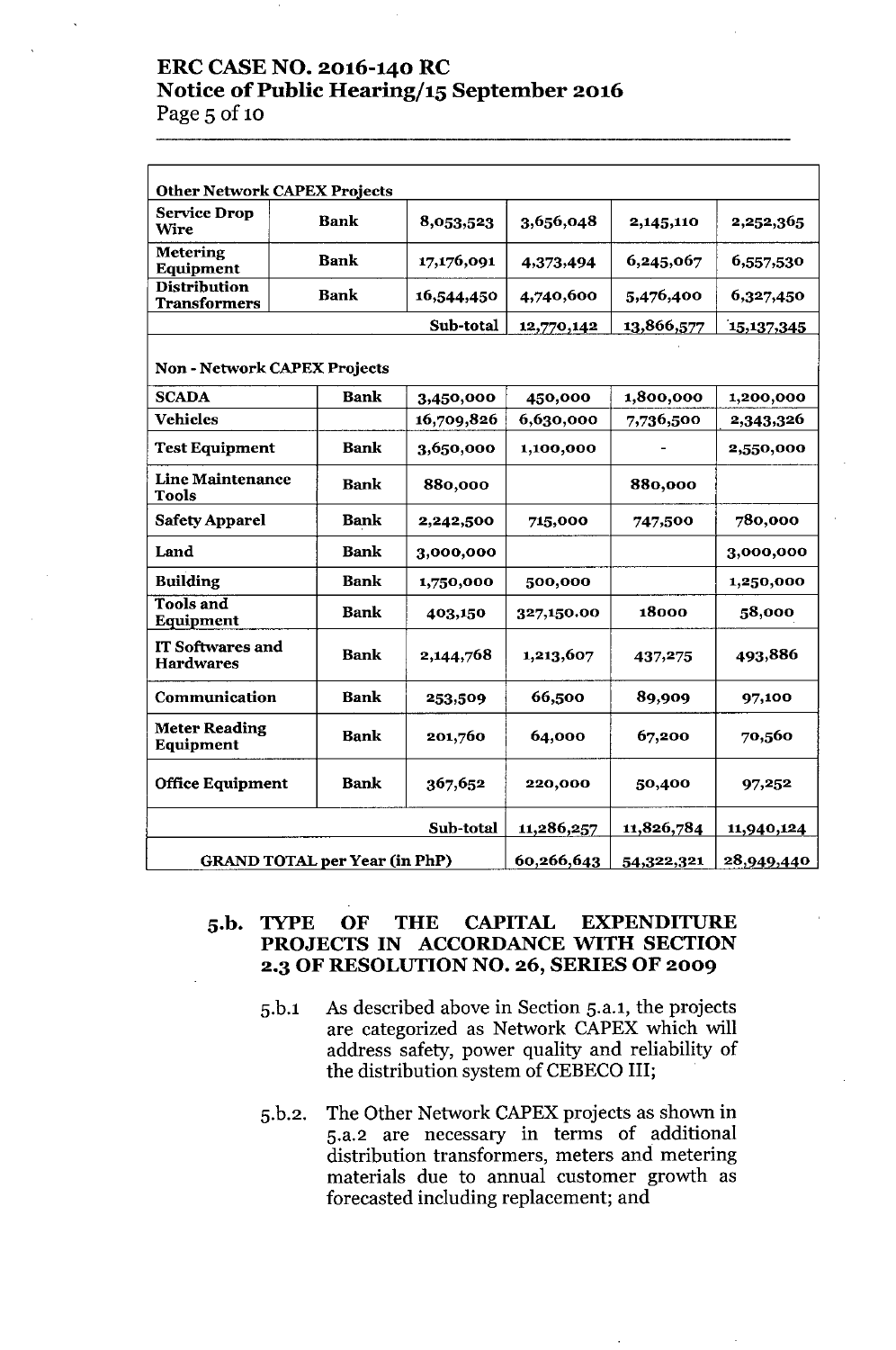| Other Network CAPEX Projects | | | | | |
|---|---|---|---|---|---|
| Service Drop Wire | Bank | 8,053,523 | 3,656,048 | 2,145,110 | 2,252,365 |
| Metering Equipment | Bank | 17,176,091 | 4,373,494 | 6,245,067 | 6,557,530 |
| Distribution Transformers | Bank | 16,544,450 | 4,740,600 | 5,476,400 | 6,327,450 |
| | | Sub-total | 12,770,142 | 13,866,577 | 15,137,345 |
| **Non - Network CAPEX Projects** | | | | | |
| SCADA | Bank | 3,450,000 | 450,000 | 1,800,000 | 1,200,000 |
| Vehicles | | 16,709,826 | 6,630,000 | 7,736,500 | 2,343,326 |
| Test Equipment | Bank | 3,650,000 | 1,100,000 | - | 2,550,000 |
| Line Maintenance Tools | Bank | 880,000 | | 880,000 | |
| Safety Apparel | Bank | 2,242,500 | 715,000 | 747,500 | 780,000 |
| Land | Bank | 3,000,000 | | | 3,000,000 |
| Building | Bank | 1,750,000 | 500,000 | | 1,250,000 |
| Tools and Equipment | Bank | 403,150 | 327,150.00 | 18000 | 58,000 |
| IT Softwares and Hardwares | Bank | 2,144,768 | 1,213,607 | 437,275 | 493,886 |
| Communication | Bank | 253,509 | 66,500 | 89,909 | 97,100 |
| Meter Reading Equipment | Bank | 201,760 | 64,000 | 67,200 | 70,560 |
| Office Equipment | Bank | 367,652 | 220,000 | 50,400 | 97,252 |
| | | Sub-total | 11,286,257 | 11,826,784 | 11,940,124 |
| GRAND TOTAL per Year (in PhP) | | | 60,266,643 | 54,322,321 | 28,949,440 |

### 5.b. TYPE OF THE CAPITAL EXPENDITURE PROJECTS IN ACCORDANCE WITH SECTION 2.3 OF RESOLUTION NO. 26, SERIES OF 2009

5.b.1 As described above in Section 5.a.1, the projects are categorized as Network CAPEX which will address safety, power quality and reliability of the distribution system of CEBECO III;

5.b.2. The Other Network CAPEX projects as shown in 5.a.2 are necessary in terms of additional distribution transformers, meters and metering materials due to annual customer growth as forecasted including replacement; and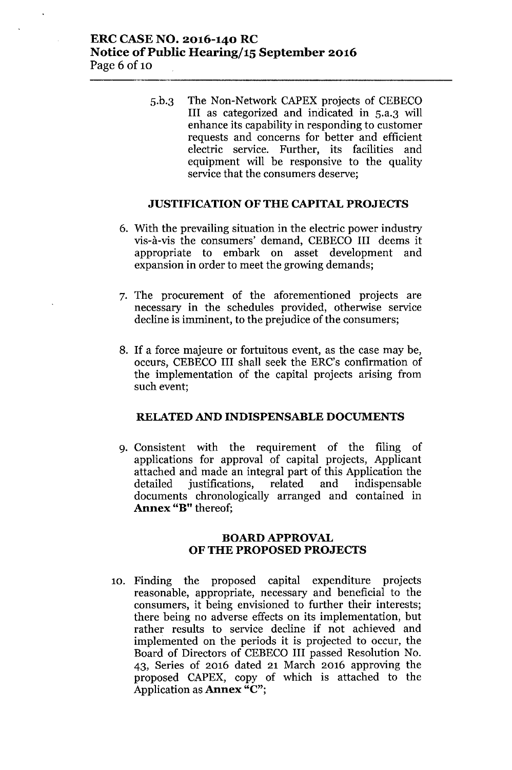5.b.3 The Non-Network CAPEX projects of CEBECO III as categorized and indicated in 5.a.3 will enhance its capability in responding to customer requests and concerns for better and efficient electric service. Further, its facilities and equipment will be responsive to the quality service that the consumers deserve;

## JUSTIFICATION OF THE CAPITAL PROJECTS

6. With the prevailing situation in the electric power industry vis-à-vis the consumers' demand, CEBECO III deems it appropriate to embark on asset development and expansion in order to meet the growing demands;

7. The procurement of the aforementioned projects are necessary in the schedules provided, otherwise service decline is imminent, to the prejudice of the consumers;

8. If a force majeure or fortuitous event, as the case may be, occurs, CEBECO III shall seek the ERC's confirmation of the implementation of the capital projects arising from such event;

## RELATED AND INDISPENSABLE DOCUMENTS

9. Consistent with the requirement of the filing of applications for approval of capital projects, Applicant attached and made an integral part of this Application the detailed justifications, related and indispensable documents chronologically arranged and contained in **Annex "B"** thereof;

## BOARD APPROVAL OF THE PROPOSED PROJECTS

10. Finding the proposed capital expenditure projects reasonable, appropriate, necessary and beneficial to the consumers, it being envisioned to further their interests; there being no adverse effects on its implementation, but rather results to service decline if not achieved and implemented on the periods it is projected to occur, the Board of Directors of CEBECO III passed Resolution No. 43, Series of 2016 dated 21 March 2016 approving the proposed CAPEX, copy of which is attached to the Application as **Annex "C"**;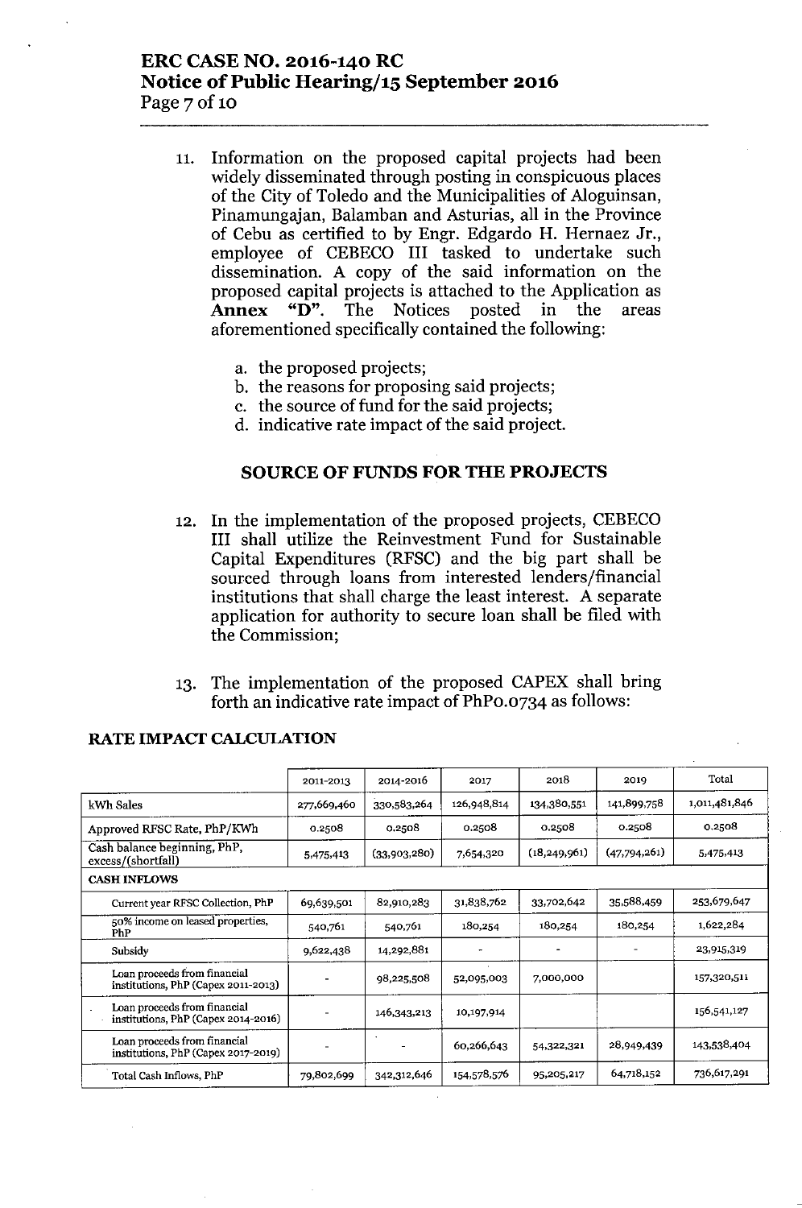11. Information on the proposed capital projects had been widely disseminated through posting in conspicuous places of the City of Toledo and the Municipalities of Aloguinsan, Pinamungajan, Balamban and Asturias, all in the Province of Cebu as certified to by Engr. Edgardo H. Hernaez Jr., employee of CEBECO III tasked to undertake such dissemination. A copy of the said information on the proposed capital projects is attached to the Application as **Annex "D"**. The Notices posted in the areas aforementioned specifically contained the following:

    a. the proposed projects;
    b. the reasons for proposing said projects;
    c. the source of fund for the said projects;
    d. indicative rate impact of the said project.

## SOURCE OF FUNDS FOR THE PROJECTS

12. In the implementation of the proposed projects, CEBECO III shall utilize the Reinvestment Fund for Sustainable Capital Expenditures (RFSC) and the big part shall be sourced through loans from interested lenders/financial institutions that shall charge the least interest. A separate application for authority to secure loan shall be filed with the Commission;

13. The implementation of the proposed CAPEX shall bring forth an indicative rate impact of PhP0.0734 as follows:

**RATE IMPACT CALCULATION**

| | 2011-2013 | 2014-2016 | 2017 | 2018 | 2019 | Total |
|---|---|---|---|---|---|---|
| kWh Sales | 277,669,460 | 330,583,264 | 126,948,814 | 134,380,551 | 141,899,758 | 1,011,481,846 |
| Approved RFSC Rate, PhP/KWh | 0.2508 | 0.2508 | 0.2508 | 0.2508 | 0.2508 | 0.2508 |
| Cash balance beginning, PhP, excess/(shortfall) | 5,475,413 | (33,903,280) | 7,654,320 | (18,249,961) | (47,794,261) | 5,475,413 |
| **CASH INFLOWS** | | | | | | |
| Current year RFSC Collection, PhP | 69,639,501 | 82,910,283 | 31,838,762 | 33,702,642 | 35,588,459 | 253,679,647 |
| 50% income on leased properties, PhP | 540,761 | 540,761 | 180,254 | 180,254 | 180,254 | 1,622,284 |
| Subsidy | 9,622,438 | 14,292,881 | - | - | - | 23,915,319 |
| Loan proceeds from financial institutions, PhP (Capex 2011-2013) | - | 98,225,508 | 52,095,003 | 7,000,000 | | 157,320,511 |
| Loan proceeds from financial institutions, PhP (Capex 2014-2016) | - | 146,343,213 | 10,197,914 | | | 156,541,127 |
| Loan proceeds from financial institutions, PhP (Capex 2017-2019) | - | - | 60,266,643 | 54,322,321 | 28,949,439 | 143,538,404 |
| Total Cash Inflows, PhP | 79,802,699 | 342,312,646 | 154,578,576 | 95,205,217 | 64,718,152 | 736,617,291 |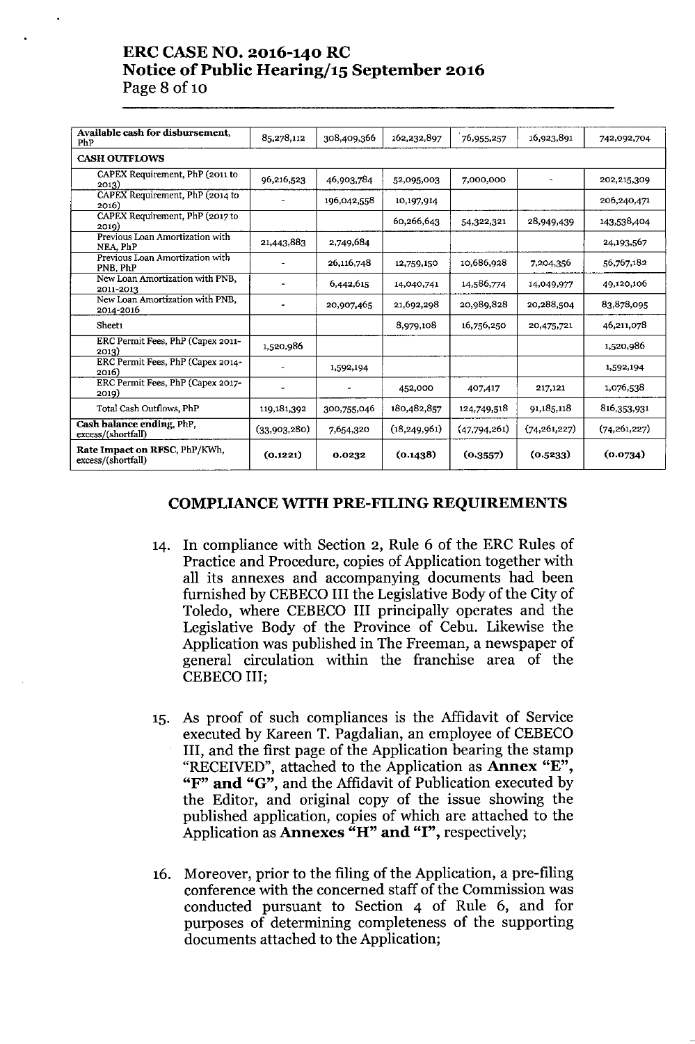| Available cash for disbursement, PhP | 85,278,112 | 308,409,366 | 162,232,897 | 76,955,257 | 16,923,891 | 742,092,704 |
|---|---|---|---|---|---|---|
| **CASH OUTFLOWS** | | | | | | |
| CAPEX Requirement, PhP (2011 to 2013) | 96,216,523 | 46,903,784 | 52,095,003 | 7,000,000 | - | 202,215,309 |
| CAPEX Requirement, PhP (2014 to 2016) | - | 196,042,558 | 10,197,914 | | | 206,240,471 |
| CAPEX Requirement, PhP (2017 to 2019) | | | 60,266,643 | 54,322,321 | 28,949,439 | 143,538,404 |
| Previous Loan Amortization with NEA, PhP | 21,443,883 | 2,749,684 | | | | 24,193,567 |
| Previous Loan Amortization with PNB, PhP | - | 26,116,748 | 12,759,150 | 10,686,928 | 7,204,356 | 56,767,182 |
| New Loan Amortization with PNB, 2011-2013 | - | 6,442,615 | 14,040,741 | 14,586,774 | 14,049,977 | 49,120,106 |
| New Loan Amortization with PNB, 2014-2016 | - | 20,907,465 | 21,692,298 | 20,989,828 | 20,288,504 | 83,878,095 |
| Sheet1 | | | 8,979,108 | 16,756,250 | 20,475,721 | 46,211,078 |
| ERC Permit Fees, PhP (Capex 2011-2013) | 1,520,986 | | | | | 1,520,986 |
| ERC Permit Fees, PhP (Capex 2014-2016) | - | 1,592,194 | | | | 1,592,194 |
| ERC Permit Fees, PhP (Capex 2017-2019) | - | - | 452,000 | 407,417 | 217,121 | 1,076,538 |
| Total Cash Outflows, PhP | 119,181,392 | 300,755,046 | 180,482,857 | 124,749,518 | 91,185,118 | 816,353,931 |
| **Cash balance ending**, PhP, excess/(shortfall) | (33,903,280) | 7,654,320 | (18,249,961) | (47,794,261) | (74,261,227) | (74,261,227) |
| **Rate Impact on RFSC**, PhP/KWh, excess/(shortfall) | **(0.1221)** | **0.0232** | **(0.1438)** | **(0.3557)** | **(0.5233)** | **(0.0734)** |

## COMPLIANCE WITH PRE-FILING REQUIREMENTS

14. In compliance with Section 2, Rule 6 of the ERC Rules of Practice and Procedure, copies of Application together with all its annexes and accompanying documents had been furnished by CEBECO III the Legislative Body of the City of Toledo, where CEBECO III principally operates and the Legislative Body of the Province of Cebu. Likewise the Application was published in The Freeman, a newspaper of general circulation within the franchise area of the CEBECO III;

15. As proof of such compliances is the Affidavit of Service executed by Kareen T. Pagdalian, an employee of CEBECO III, and the first page of the Application bearing the stamp "RECEIVED", attached to the Application as **Annex "E", "F" and "G"**, and the Affidavit of Publication executed by the Editor, and original copy of the issue showing the published application, copies of which are attached to the Application as **Annexes "H" and "I"**, respectively;

16. Moreover, prior to the filing of the Application, a pre-filing conference with the concerned staff of the Commission was conducted pursuant to Section 4 of Rule 6, and for purposes of determining completeness of the supporting documents attached to the Application;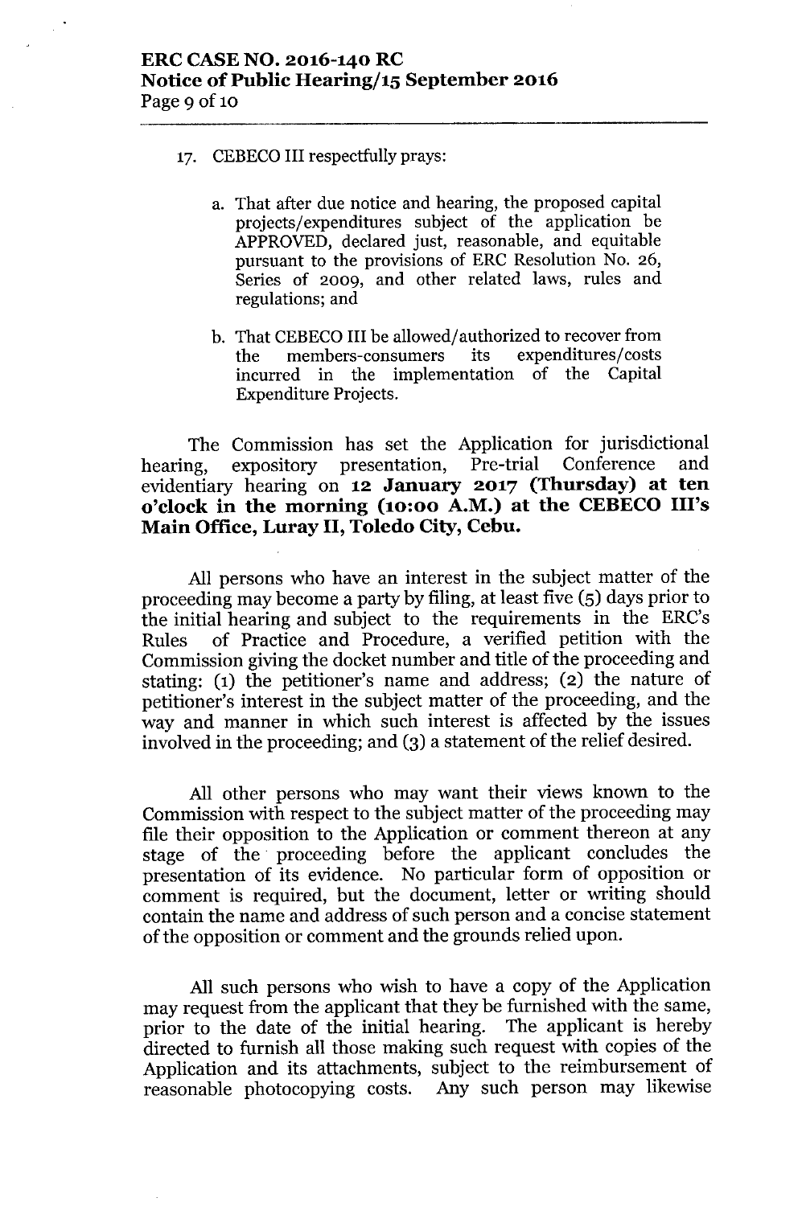17. CEBECO III respectfully prays:

    a. That after due notice and hearing, the proposed capital projects/expenditures subject of the application be APPROVED, declared just, reasonable, and equitable pursuant to the provisions of ERC Resolution No. 26, Series of 2009, and other related laws, rules and regulations; and

    b. That CEBECO III be allowed/authorized to recover from the members-consumers its expenditures/costs incurred in the implementation of the Capital Expenditure Projects.

The Commission has set the Application for jurisdictional hearing, expository presentation, Pre-trial Conference and evidentiary hearing on **12 January 2017 (Thursday) at ten o'clock in the morning (10:00 A.M.) at the CEBECO III's Main Office, Luray II, Toledo City, Cebu.**

All persons who have an interest in the subject matter of the proceeding may become a party by filing, at least five (5) days prior to the initial hearing and subject to the requirements in the ERC's Rules of Practice and Procedure, a verified petition with the Commission giving the docket number and title of the proceeding and stating: (1) the petitioner's name and address; (2) the nature of petitioner's interest in the subject matter of the proceeding, and the way and manner in which such interest is affected by the issues involved in the proceeding; and (3) a statement of the relief desired.

All other persons who may want their views known to the Commission with respect to the subject matter of the proceeding may file their opposition to the Application or comment thereon at any stage of the proceeding before the applicant concludes the presentation of its evidence. No particular form of opposition or comment is required, but the document, letter or writing should contain the name and address of such person and a concise statement of the opposition or comment and the grounds relied upon.

All such persons who wish to have a copy of the Application may request from the applicant that they be furnished with the same, prior to the date of the initial hearing. The applicant is hereby directed to furnish all those making such request with copies of the Application and its attachments, subject to the reimbursement of reasonable photocopying costs. Any such person may likewise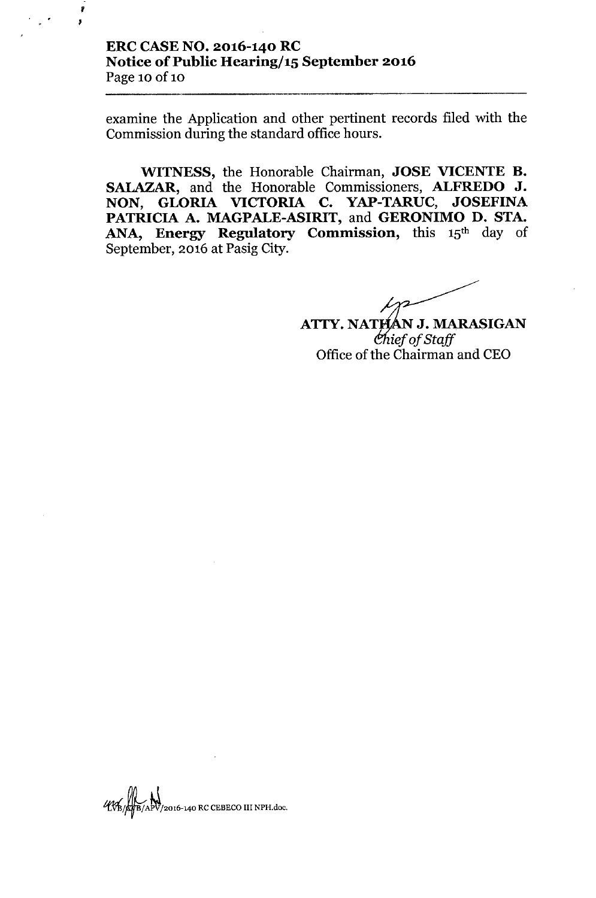examine the Application and other pertinent records filed with the Commission during the standard office hours.

**WITNESS**, the Honorable Chairman, **JOSE VICENTE B. SALAZAR**, and the Honorable Commissioners, **ALFREDO J. NON, GLORIA VICTORIA C. YAP-TARUC, JOSEFINA PATRICIA A. MAGPALE-ASIRIT**, and **GERONIMO D. STA. ANA, Energy Regulatory Commission**, this 15th day of September, 2016 at Pasig City.

**ATTY. NATHAN J. MARASIGAN**
*Chief of Staff*
Office of the Chairman and CEO

LVB/AYB/APV/2016-140 RC CEBECO III NPH.doc.